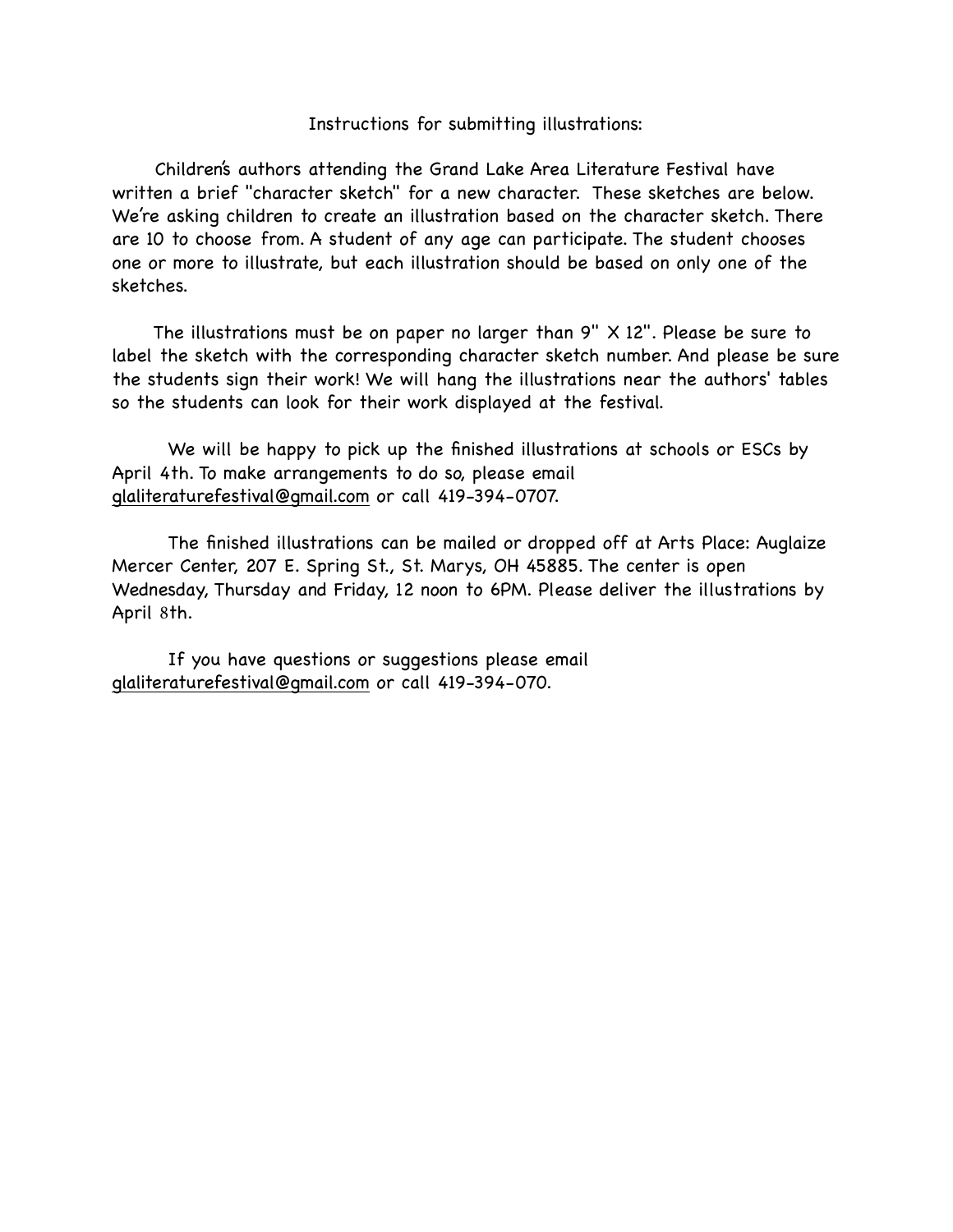Instructions for submitting illustrations:

Children's authors attending the Grand Lake Area Literature Festival have written a brief "character sketch" for a new character. These sketches are below. We're asking children to create an illustration based on the character sketch. There are 10 to choose from. A student of any age can participate. The student chooses one or more to illustrate, but each illustration should be based on only one of the sketches.

The illustrations must be on paper no larger than 9" X 12". Please be sure to label the sketch with the corresponding character sketch number. And please be sure the students sign their work! We will hang the illustrations near the authors' tables so the students can look for their work displayed at the festival.

We will be happy to pick up the finished illustrations at schools or ESCs by April 4th. To make arrangements to do so, please email glaliteraturefestival@gmail.com or call 419-394-0707.

The finished illustrations can be mailed or dropped off at Arts Place: Auglaize Mercer Center, 207 E. Spring St., St. Marys, OH 45885. The center is open Wednesday, Thursday and Friday, 12 noon to 6PM. Please deliver the illustrations by April 8th.

If you have questions or suggestions please email glaliteraturefestival@gmail.com or call 419-394-070.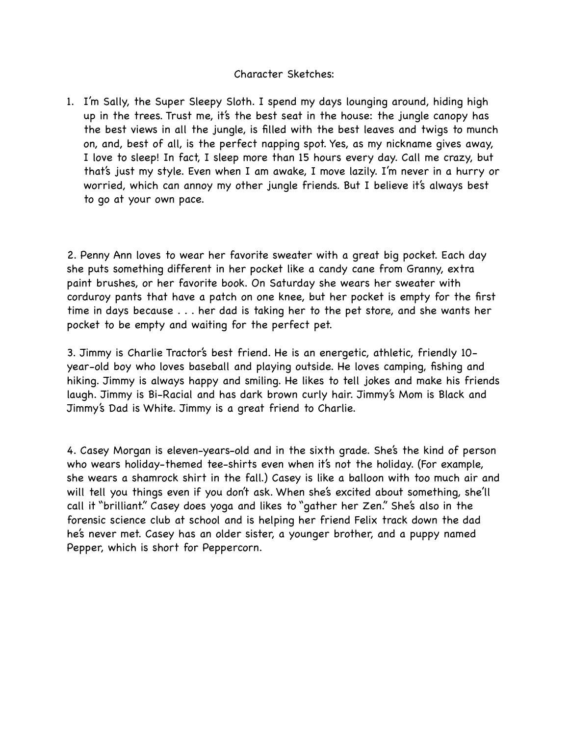Character Sketches:

1. I'm Sally, the Super Sleepy Sloth. I spend my days lounging around, hiding high up in the trees. Trust me, it's the best seat in the house: the jungle canopy has the best views in all the jungle, is filled with the best leaves and twigs to munch on, and, best of all, is the perfect napping spot. Yes, as my nickname gives away, I love to sleep! In fact, I sleep more than 15 hours every day. Call me crazy, but that's just my style. Even when I am awake, I move lazily. I'm never in a hurry or worried, which can annoy my other jungle friends. But I believe it's always best to go at your own pace.

2. Penny Ann loves to wear her favorite sweater with a great big pocket. Each day she puts something different in her pocket like a candy cane from Granny, extra paint brushes, or her favorite book. On Saturday she wears her sweater with corduroy pants that have a patch on one knee, but her pocket is empty for the first time in days because . . . her dad is taking her to the pet store, and she wants her pocket to be empty and waiting for the perfect pet.

3. Jimmy is Charlie Tractor's best friend. He is an energetic, athletic, friendly 10-year-old boy who loves baseball and playing outside. He loves camping, fishing and hiking. Jimmy is always happy and smiling. He likes to tell jokes and make his friends laugh. Jimmy is Bi-Racial and has dark brown curly hair. Jimmy's Mom is Black and Jimmy's Dad is White. Jimmy is a great friend to Charlie.

4. Casey Morgan is eleven-years-old and in the sixth grade. She's the kind of person who wears holiday-themed tee-shirts even when it's not the holiday. (For example, she wears a shamrock shirt in the fall.) Casey is like a balloon with too much air and will tell you things even if you don't ask. When she's excited about something, she'll call it "brilliant." Casey does yoga and likes to "gather her Zen." She's also in the forensic science club at school and is helping her friend Felix track down the dad he's never met. Casey has an older sister, a younger brother, and a puppy named Pepper, which is short for Peppercorn.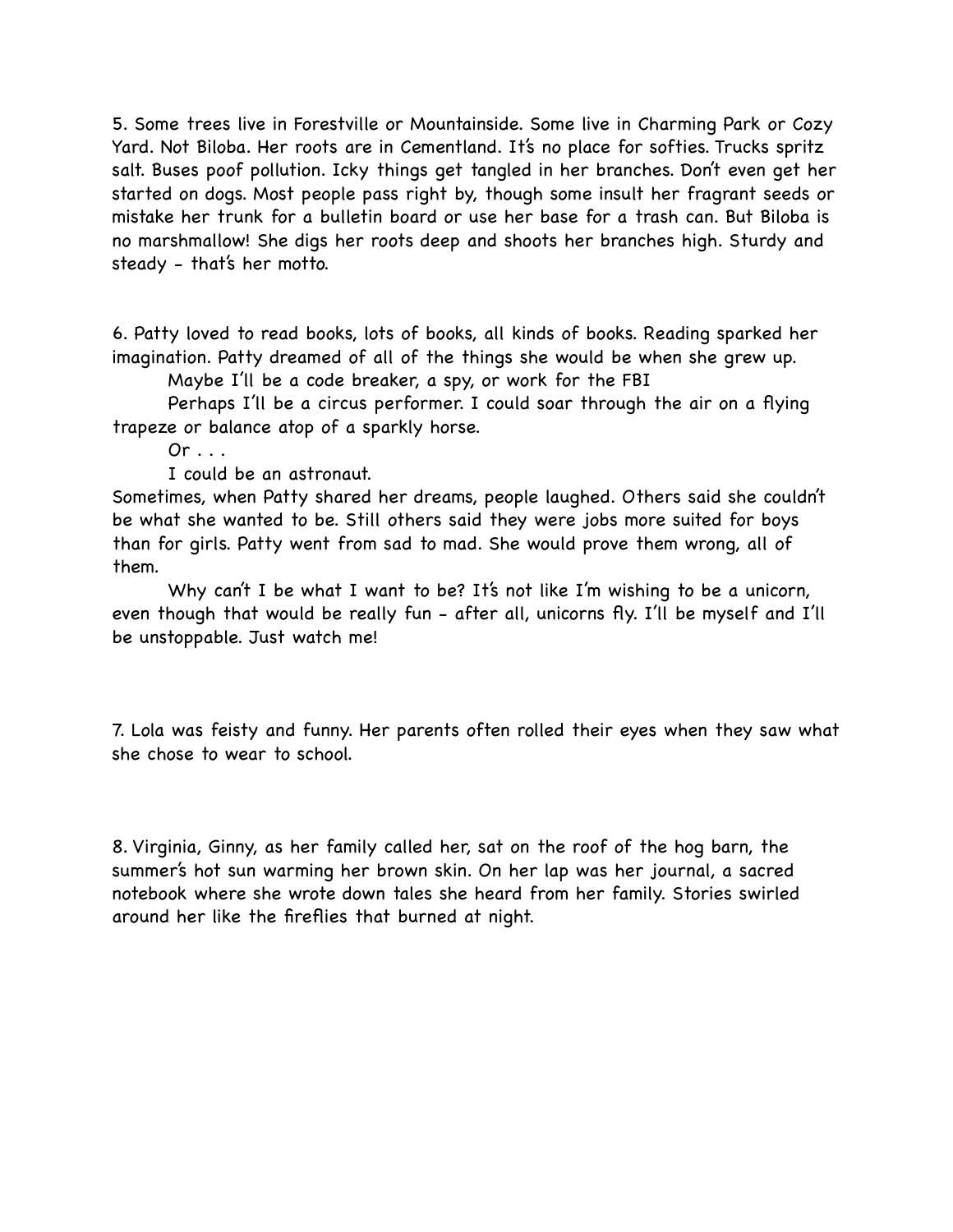5. Some trees live in Forestville or Mountainside. Some live in Charming Park or Cozy Yard. Not Biloba. Her roots are in Cementland. It's no place for softies. Trucks spritz salt. Buses poof pollution. Icky things get tangled in her branches. Don't even get her started on dogs. Most people pass right by, though some insult her fragrant seeds or mistake her trunk for a bulletin board or use her base for a trash can. But Biloba is no marshmallow! She digs her roots deep and shoots her branches high. Sturdy and steady - that's her motto.

6. Patty loved to read books, lots of books, all kinds of books. Reading sparked her imagination. Patty dreamed of all of the things she would be when she grew up.

Maybe I'll be a code breaker, a spy, or work for the FBI

Perhaps I'll be a circus performer. I could soar through the air on a flying trapeze or balance atop of a sparkly horse.

Or . . .

I could be an astronaut.

Sometimes, when Patty shared her dreams, people laughed. Others said she couldn't be what she wanted to be. Still others said they were jobs more suited for boys than for girls. Patty went from sad to mad. She would prove them wrong, all of them.

Why can't I be what I want to be? It's not like I'm wishing to be a unicorn, even though that would be really fun - after all, unicorns fly. I'll be myself and I'll be unstoppable. Just watch me!

7. Lola was feisty and funny. Her parents often rolled their eyes when they saw what she chose to wear to school.

8. Virginia, Ginny, as her family called her, sat on the roof of the hog barn, the summer's hot sun warming her brown skin. On her lap was her journal, a sacred notebook where she wrote down tales she heard from her family. Stories swirled around her like the fireflies that burned at night.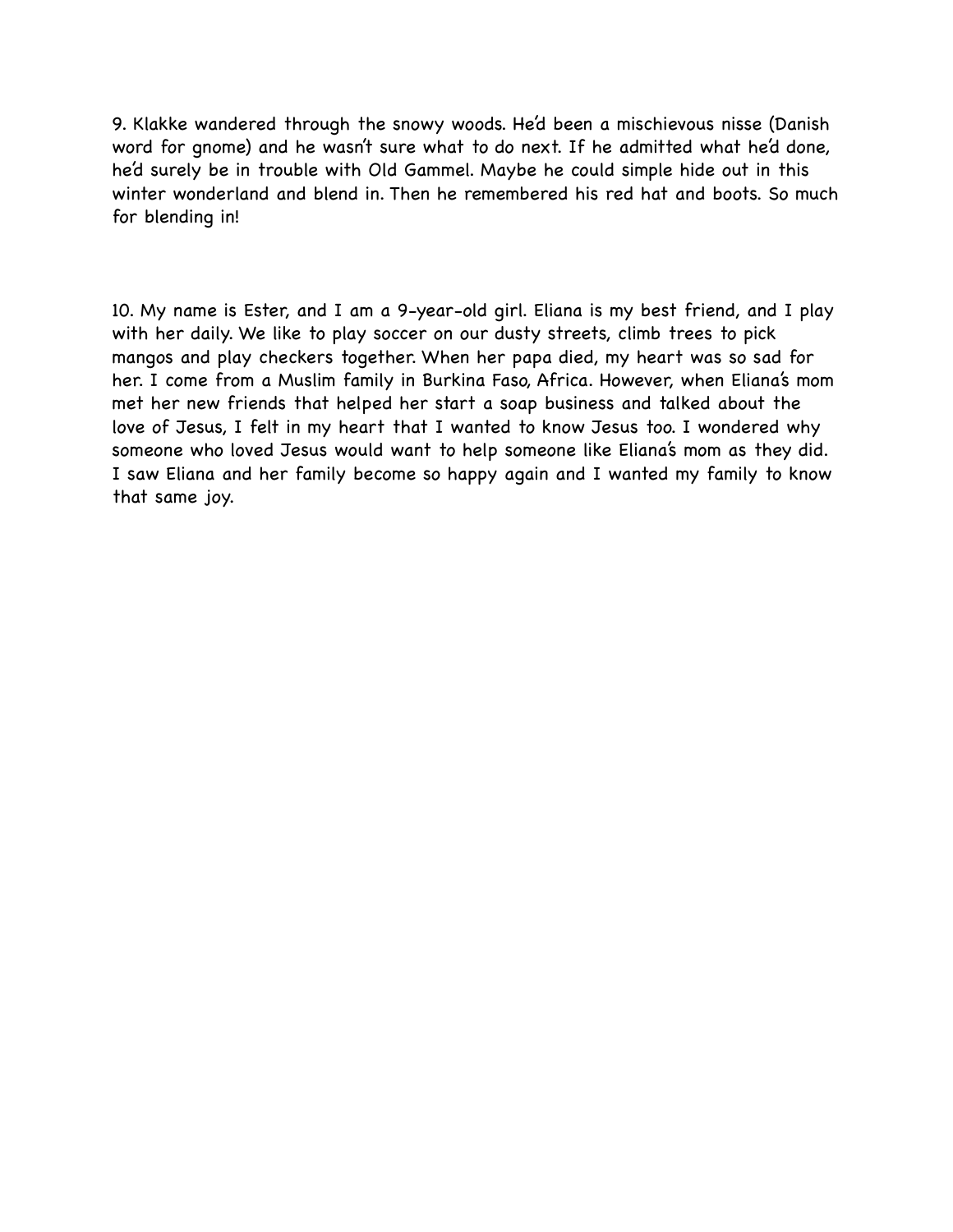9. Klakke wandered through the snowy woods. He'd been a mischievous nisse (Danish word for gnome) and he wasn't sure what to do next. If he admitted what he'd done, he'd surely be in trouble with Old Gammel. Maybe he could simple hide out in this winter wonderland and blend in. Then he remembered his red hat and boots. So much for blending in!

10. My name is Ester, and I am a 9-year-old girl. Eliana is my best friend, and I play with her daily. We like to play soccer on our dusty streets, climb trees to pick mangos and play checkers together. When her papa died, my heart was so sad for her. I come from a Muslim family in Burkina Faso, Africa. However, when Eliana's mom met her new friends that helped her start a soap business and talked about the love of Jesus, I felt in my heart that I wanted to know Jesus too. I wondered why someone who loved Jesus would want to help someone like Eliana's mom as they did. I saw Eliana and her family become so happy again and I wanted my family to know that same joy.